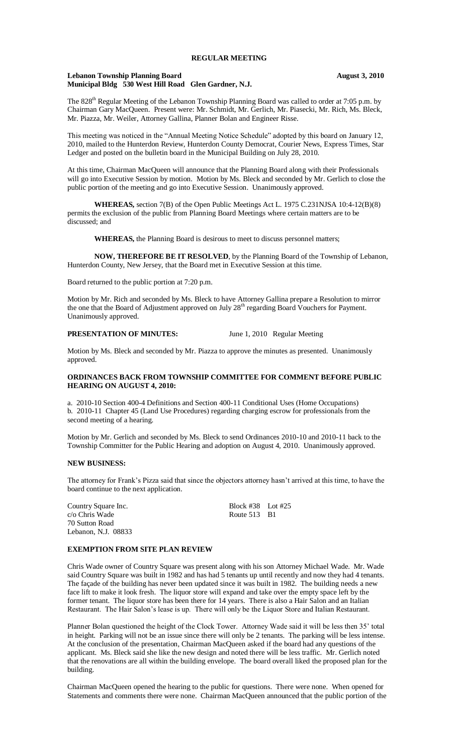**REGULAR MEETING**

**Lebanon Township Planning Board** **August 3, 2010**
**Municipal Bldg 530 West Hill Road Glen Gardner, N.J.**

The 828th Regular Meeting of the Lebanon Township Planning Board was called to order at 7:05 p.m. by Chairman Gary MacQueen. Present were: Mr. Schmidt, Mr. Gerlich, Mr. Piasecki, Mr. Rich, Ms. Bleck, Mr. Piazza, Mr. Weiler, Attorney Gallina, Planner Bolan and Engineer Risse.

This meeting was noticed in the "Annual Meeting Notice Schedule" adopted by this board on January 12, 2010, mailed to the Hunterdon Review, Hunterdon County Democrat, Courier News, Express Times, Star Ledger and posted on the bulletin board in the Municipal Building on July 28, 2010.

At this time, Chairman MacQueen will announce that the Planning Board along with their Professionals will go into Executive Session by motion. Motion by Ms. Bleck and seconded by Mr. Gerlich to close the public portion of the meeting and go into Executive Session. Unanimously approved.

**WHEREAS,** section 7(B) of the Open Public Meetings Act L. 1975 C.231NJSA 10:4-12(B)(8) permits the exclusion of the public from Planning Board Meetings where certain matters are to be discussed; and

**WHEREAS,** the Planning Board is desirous to meet to discuss personnel matters;

**NOW, THEREFORE BE IT RESOLVED**, by the Planning Board of the Township of Lebanon, Hunterdon County, New Jersey, that the Board met in Executive Session at this time.

Board returned to the public portion at 7:20 p.m.

Motion by Mr. Rich and seconded by Ms. Bleck to have Attorney Gallina prepare a Resolution to mirror the one that the Board of Adjustment approved on July 28th regarding Board Vouchers for Payment. Unanimously approved.

**PRESENTATION OF MINUTES:** June 1, 2010 Regular Meeting

Motion by Ms. Bleck and seconded by Mr. Piazza to approve the minutes as presented. Unanimously approved.

**ORDINANCES BACK FROM TOWNSHIP COMMITTEE FOR COMMENT BEFORE PUBLIC HEARING ON AUGUST 4, 2010:**

a. 2010-10 Section 400-4 Definitions and Section 400-11 Conditional Uses (Home Occupations)
b. 2010-11 Chapter 45 (Land Use Procedures) regarding charging escrow for professionals from the second meeting of a hearing.

Motion by Mr. Gerlich and seconded by Ms. Bleck to send Ordinances 2010-10 and 2010-11 back to the Township Committer for the Public Hearing and adoption on August 4, 2010. Unanimously approved.

**NEW BUSINESS:**

The attorney for Frank's Pizza said that since the objectors attorney hasn't arrived at this time, to have the board continue to the next application.

Country Square Inc. Block #38 Lot #25
c/o Chris Wade Route 513 B1
70 Sutton Road
Lebanon, N.J. 08833

**EXEMPTION FROM SITE PLAN REVIEW**

Chris Wade owner of Country Square was present along with his son Attorney Michael Wade. Mr. Wade said Country Square was built in 1982 and has had 5 tenants up until recently and now they had 4 tenants. The façade of the building has never been updated since it was built in 1982. The building needs a new face lift to make it look fresh. The liquor store will expand and take over the empty space left by the former tenant. The liquor store has been there for 14 years. There is also a Hair Salon and an Italian Restaurant. The Hair Salon's lease is up. There will only be the Liquor Store and Italian Restaurant.

Planner Bolan questioned the height of the Clock Tower. Attorney Wade said it will be less then 35' total in height. Parking will not be an issue since there will only be 2 tenants. The parking will be less intense. At the conclusion of the presentation, Chairman MacQueen asked if the board had any questions of the applicant. Ms. Bleck said she like the new design and noted there will be less traffic. Mr. Gerlich noted that the renovations are all within the building envelope. The board overall liked the proposed plan for the building.

Chairman MacQueen opened the hearing to the public for questions. There were none. When opened for Statements and comments there were none. Chairman MacQueen announced that the public portion of the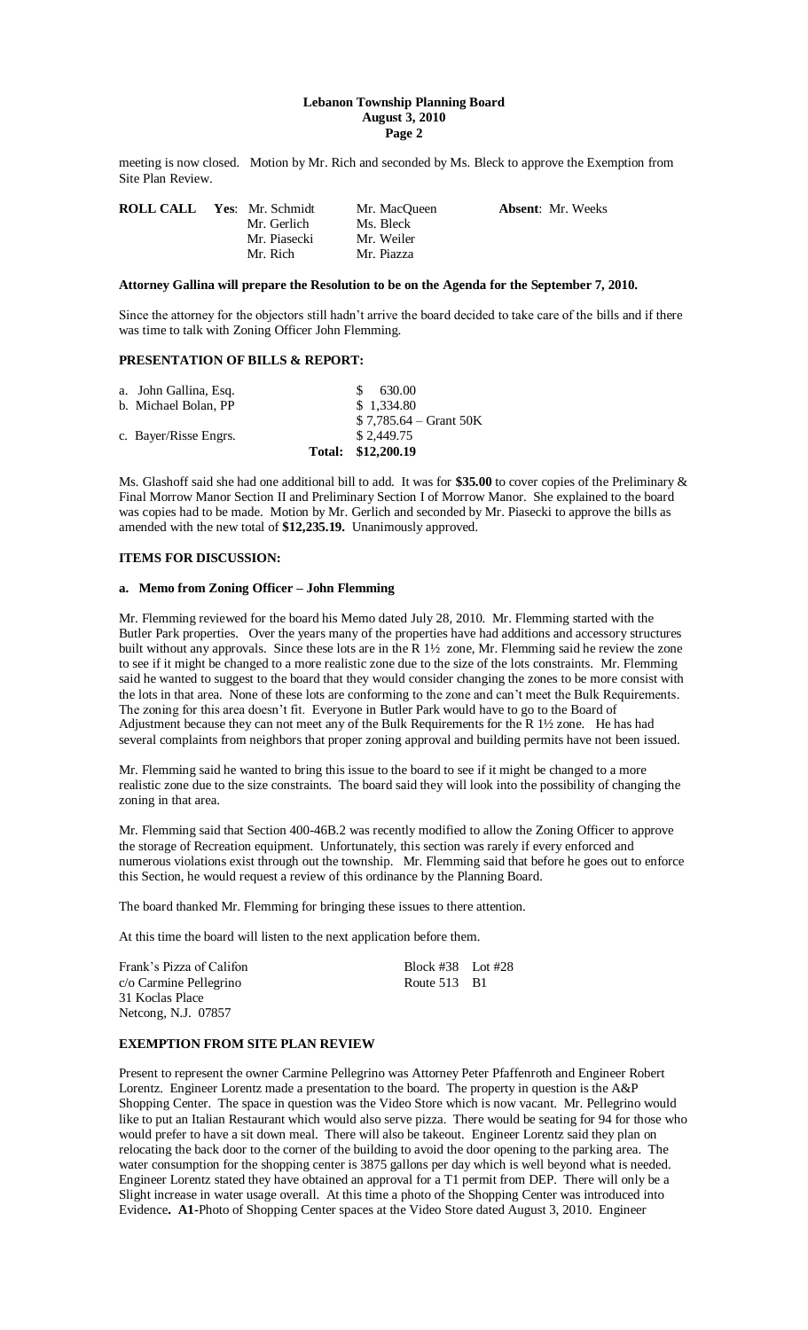meeting is now closed. Motion by Mr. Rich and seconded by Ms. Bleck to approve the Exemption from Site Plan Review.

| ROLL CALL | Yes: | | | Absent: |
|---|---|---|---|---|
| | | Mr. Schmidt | Mr. MacQueen | Mr. Weeks |
| | | Mr. Gerlich | Ms. Bleck | |
| | | Mr. Piasecki | Mr. Weiler | |
| | | Mr. Rich | Mr. Piazza | |

**Attorney Gallina will prepare the Resolution to be on the Agenda for the September 7, 2010.**

Since the attorney for the objectors still hadn't arrive the board decided to take care of the bills and if there was time to talk with Zoning Officer John Flemming.

## PRESENTATION OF BILLS & REPORT:

| | |
|---|---|
| a. John Gallina, Esq. | $ 630.00 |
| b. Michael Bolan, PP | $ 1,334.80 |
| | $ 7,785.64 – Grant 50K |
| c. Bayer/Risse Engrs. | $ 2,449.75 |
| **Total:** | **$12,200.19** |

Ms. Glashoff said she had one additional bill to add. It was for **$35.00** to cover copies of the Preliminary & Final Morrow Manor Section II and Preliminary Section I of Morrow Manor. She explained to the board was copies had to be made. Motion by Mr. Gerlich and seconded by Mr. Piasecki to approve the bills as amended with the new total of **$12,235.19.** Unanimously approved.

## ITEMS FOR DISCUSSION:

### a. Memo from Zoning Officer – John Flemming

Mr. Flemming reviewed for the board his Memo dated July 28, 2010. Mr. Flemming started with the Butler Park properties. Over the years many of the properties have had additions and accessory structures built without any approvals. Since these lots are in the R 1½ zone, Mr. Flemming said he review the zone to see if it might be changed to a more realistic zone due to the size of the lots constraints. Mr. Flemming said he wanted to suggest to the board that they would consider changing the zones to be more consist with the lots in that area. None of these lots are conforming to the zone and can't meet the Bulk Requirements. The zoning for this area doesn't fit. Everyone in Butler Park would have to go to the Board of Adjustment because they can not meet any of the Bulk Requirements for the R 1½ zone. He has had several complaints from neighbors that proper zoning approval and building permits have not been issued.

Mr. Flemming said he wanted to bring this issue to the board to see if it might be changed to a more realistic zone due to the size constraints. The board said they will look into the possibility of changing the zoning in that area.

Mr. Flemming said that Section 400-46B.2 was recently modified to allow the Zoning Officer to approve the storage of Recreation equipment. Unfortunately, this section was rarely if every enforced and numerous violations exist through out the township. Mr. Flemming said that before he goes out to enforce this Section, he would request a review of this ordinance by the Planning Board.

The board thanked Mr. Flemming for bringing these issues to there attention.

At this time the board will listen to the next application before them.

| | |
|---|---|
| Frank's Pizza of Califon | Block #38 Lot #28 |
| c/o Carmine Pellegrino | Route 513 B1 |
| 31 Koclas Place | |
| Netcong, N.J. 07857 | |

## EXEMPTION FROM SITE PLAN REVIEW

Present to represent the owner Carmine Pellegrino was Attorney Peter Pfaffenroth and Engineer Robert Lorentz. Engineer Lorentz made a presentation to the board. The property in question is the A&P Shopping Center. The space in question was the Video Store which is now vacant. Mr. Pellegrino would like to put an Italian Restaurant which would also serve pizza. There would be seating for 94 for those who would prefer to have a sit down meal. There will also be takeout. Engineer Lorentz said they plan on relocating the back door to the corner of the building to avoid the door opening to the parking area. The water consumption for the shopping center is 3875 gallons per day which is well beyond what is needed. Engineer Lorentz stated they have obtained an approval for a T1 permit from DEP. There will only be a Slight increase in water usage overall. At this time a photo of the Shopping Center was introduced into Evidence**. A1**-Photo of Shopping Center spaces at the Video Store dated August 3, 2010. Engineer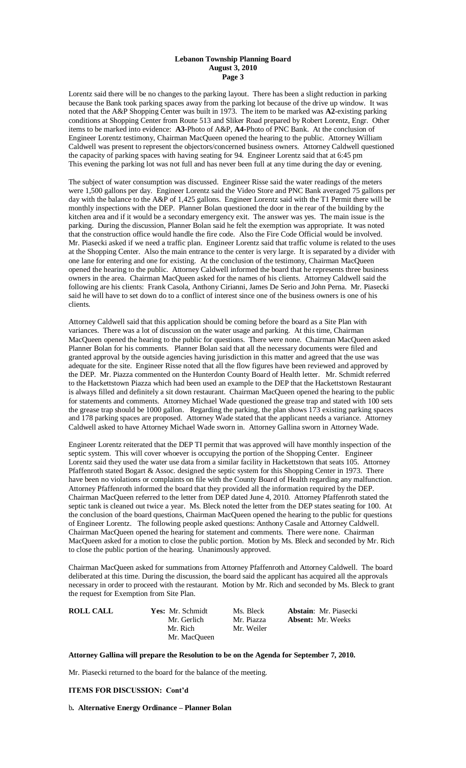Lorentz said there will be no changes to the parking layout. There has been a slight reduction in parking because the Bank took parking spaces away from the parking lot because of the drive up window. It was noted that the A&P Shopping Center was built in 1973. The item to be marked was **A2**-existing parking conditions at Shopping Center from Route 513 and Sliker Road prepared by Robert Lorentz, Engr. Other items to be marked into evidence: **A3**-Photo of A&P, **A4**-Photo of PNC Bank. At the conclusion of Engineer Lorentz testimony, Chairman MacQueen opened the hearing to the public. Attorney William Caldwell was present to represent the objectors/concerned business owners. Attorney Caldwell questioned the capacity of parking spaces with having seating for 94. Engineer Lorentz said that at 6:45 pm This evening the parking lot was not full and has never been full at any time during the day or evening.

The subject of water consumption was discussed. Engineer Risse said the water readings of the meters were 1,500 gallons per day. Engineer Lorentz said the Video Store and PNC Bank averaged 75 gallons per day with the balance to the A&P of 1,425 gallons. Engineer Lorentz said with the T1 Permit there will be monthly inspections with the DEP. Planner Bolan questioned the door in the rear of the building by the kitchen area and if it would be a secondary emergency exit. The answer was yes. The main issue is the parking. During the discussion, Planner Bolan said he felt the exemption was appropriate. It was noted that the construction office would handle the fire code. Also the Fire Code Official would be involved. Mr. Piasecki asked if we need a traffic plan. Engineer Lorentz said that traffic volume is related to the uses at the Shopping Center. Also the main entrance to the center is very large. It is separated by a divider with one lane for entering and one for existing. At the conclusion of the testimony, Chairman MacQueen opened the hearing to the public. Attorney Caldwell informed the board that he represents three business owners in the area. Chairman MacQueen asked for the names of his clients. Attorney Caldwell said the following are his clients: Frank Casola, Anthony Cirianni, James De Serio and John Perna. Mr. Piasecki said he will have to set down do to a conflict of interest since one of the business owners is one of his clients.

Attorney Caldwell said that this application should be coming before the board as a Site Plan with variances. There was a lot of discussion on the water usage and parking. At this time, Chairman MacQueen opened the hearing to the public for questions. There were none. Chairman MacQueen asked Planner Bolan for his comments. Planner Bolan said that all the necessary documents were filed and granted approval by the outside agencies having jurisdiction in this matter and agreed that the use was adequate for the site. Engineer Risse noted that all the flow figures have been reviewed and approved by the DEP. Mr. Piazza commented on the Hunterdon County Board of Health letter. Mr. Schmidt referred to the Hackettstown Piazza which had been used an example to the DEP that the Hackettstown Restaurant is always filled and definitely a sit down restaurant. Chairman MacQueen opened the hearing to the public for statements and comments. Attorney Michael Wade questioned the grease trap and stated with 100 sets the grease trap should be 1000 gallon. Regarding the parking, the plan shows 173 existing parking spaces and 178 parking spaces are proposed. Attorney Wade stated that the applicant needs a variance. Attorney Caldwell asked to have Attorney Michael Wade sworn in. Attorney Gallina sworn in Attorney Wade.

Engineer Lorentz reiterated that the DEP TI permit that was approved will have monthly inspection of the septic system. This will cover whoever is occupying the portion of the Shopping Center. Engineer Lorentz said they used the water use data from a similar facility in Hackettstown that seats 105. Attorney Pfaffenroth stated Bogart & Assoc. designed the septic system for this Shopping Center in 1973. There have been no violations or complaints on file with the County Board of Health regarding any malfunction. Attorney Pfaffenroth informed the board that they provided all the information required by the DEP. Chairman MacQueen referred to the letter from DEP dated June 4, 2010. Attorney Pfaffenroth stated the septic tank is cleaned out twice a year. Ms. Bleck noted the letter from the DEP states seating for 100. At the conclusion of the board questions, Chairman MacQueen opened the hearing to the public for questions of Engineer Lorentz. The following people asked questions: Anthony Casale and Attorney Caldwell. Chairman MacQueen opened the hearing for statement and comments. There were none. Chairman MacQueen asked for a motion to close the public portion. Motion by Ms. Bleck and seconded by Mr. Rich to close the public portion of the hearing. Unanimously approved.

Chairman MacQueen asked for summations from Attorney Pfaffenroth and Attorney Caldwell. The board deliberated at this time. During the discussion, the board said the applicant has acquired all the approvals necessary in order to proceed with the restaurant. Motion by Mr. Rich and seconded by Ms. Bleck to grant the request for Exemption from Site Plan.

| **ROLL CALL** | **Yes:** Mr. Schmidt | Ms. Bleck | **Abstain**: Mr. Piasecki |
|---|---|---|---|
| | Mr. Gerlich | Mr. Piazza | **Absent:** Mr. Weeks |
| | Mr. Rich | Mr. Weiler | |
| | Mr. MacQueen | | |

**Attorney Gallina will prepare the Resolution to be on the Agenda for September 7, 2010.**

Mr. Piasecki returned to the board for the balance of the meeting.

**ITEMS FOR DISCUSSION: Cont'd**

**b. Alternative Energy Ordinance – Planner Bolan**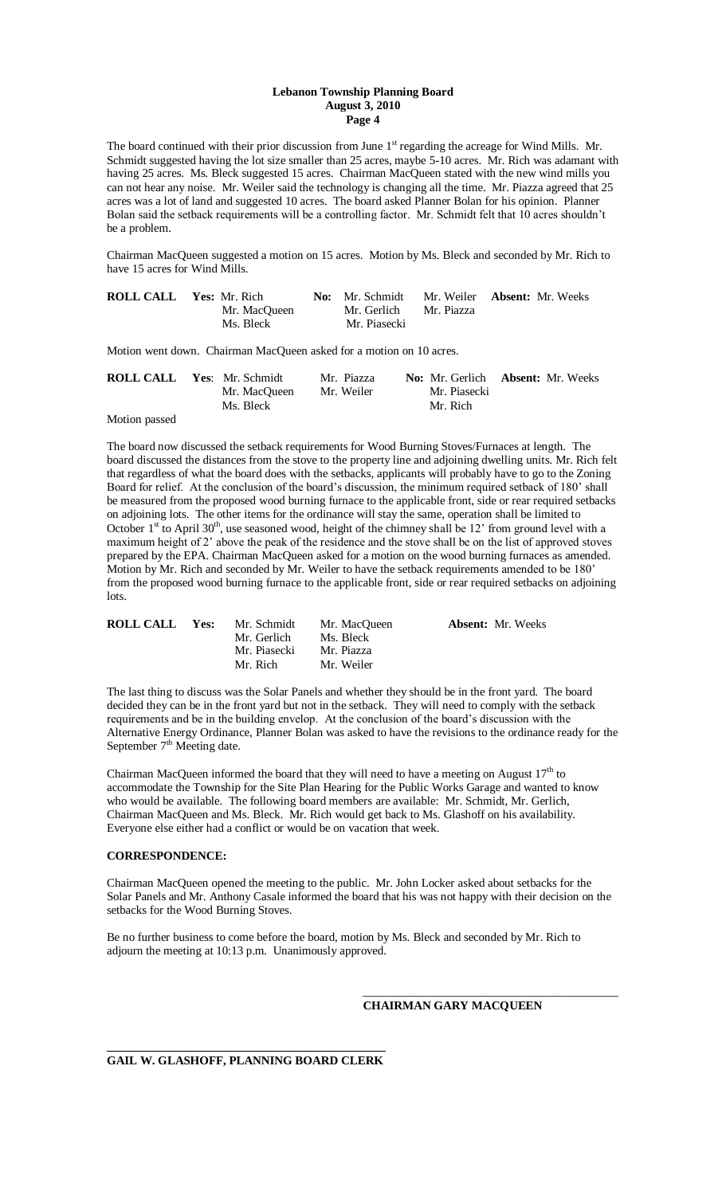The board continued with their prior discussion from June 1st regarding the acreage for Wind Mills. Mr. Schmidt suggested having the lot size smaller than 25 acres, maybe 5-10 acres. Mr. Rich was adamant with having 25 acres. Ms. Bleck suggested 15 acres. Chairman MacQueen stated with the new wind mills you can not hear any noise. Mr. Weiler said the technology is changing all the time. Mr. Piazza agreed that 25 acres was a lot of land and suggested 10 acres. The board asked Planner Bolan for his opinion. Planner Bolan said the setback requirements will be a controlling factor. Mr. Schmidt felt that 10 acres shouldn't be a problem.

Chairman MacQueen suggested a motion on 15 acres. Motion by Ms. Bleck and seconded by Mr. Rich to have 15 acres for Wind Mills.

| | | | | |
|---|---|---|---|---|
| **ROLL CALL** | **Yes:** Mr. Rich | **No:** Mr. Schmidt | Mr. Weiler | **Absent:** Mr. Weeks |
| | Mr. MacQueen | Mr. Gerlich | Mr. Piazza | |
| | Ms. Bleck | Mr. Piasecki | | |

Motion went down. Chairman MacQueen asked for a motion on 10 acres.

| | | | | |
|---|---|---|---|---|
| **ROLL CALL** | **Yes**: Mr. Schmidt | Mr. Piazza | **No:** Mr. Gerlich | **Absent:** Mr. Weeks |
| | Mr. MacQueen | Mr. Weiler | Mr. Piasecki | |
| | Ms. Bleck | | Mr. Rich | |

Motion passed

The board now discussed the setback requirements for Wood Burning Stoves/Furnaces at length. The board discussed the distances from the stove to the property line and adjoining dwelling units. Mr. Rich felt that regardless of what the board does with the setbacks, applicants will probably have to go to the Zoning Board for relief. At the conclusion of the board's discussion, the minimum required setback of 180' shall be measured from the proposed wood burning furnace to the applicable front, side or rear required setbacks on adjoining lots. The other items for the ordinance will stay the same, operation shall be limited to October 1st to April 30th, use seasoned wood, height of the chimney shall be 12' from ground level with a maximum height of 2' above the peak of the residence and the stove shall be on the list of approved stoves prepared by the EPA. Chairman MacQueen asked for a motion on the wood burning furnaces as amended. Motion by Mr. Rich and seconded by Mr. Weiler to have the setback requirements amended to be 180' from the proposed wood burning furnace to the applicable front, side or rear required setbacks on adjoining lots.

| | | | | |
|---|---|---|---|---|
| **ROLL CALL** | **Yes:** Mr. Schmidt | Mr. MacQueen | | **Absent:** Mr. Weeks |
| | Mr. Gerlich | Ms. Bleck | | |
| | Mr. Piasecki | Mr. Piazza | | |
| | Mr. Rich | Mr. Weiler | | |

The last thing to discuss was the Solar Panels and whether they should be in the front yard. The board decided they can be in the front yard but not in the setback. They will need to comply with the setback requirements and be in the building envelop. At the conclusion of the board's discussion with the Alternative Energy Ordinance, Planner Bolan was asked to have the revisions to the ordinance ready for the September 7th Meeting date.

Chairman MacQueen informed the board that they will need to have a meeting on August 17th to accommodate the Township for the Site Plan Hearing for the Public Works Garage and wanted to know who would be available. The following board members are available: Mr. Schmidt, Mr. Gerlich, Chairman MacQueen and Ms. Bleck. Mr. Rich would get back to Ms. Glashoff on his availability. Everyone else either had a conflict or would be on vacation that week.

**CORRESPONDENCE:**

Chairman MacQueen opened the meeting to the public. Mr. John Locker asked about setbacks for the Solar Panels and Mr. Anthony Casale informed the board that his was not happy with their decision on the setbacks for the Wood Burning Stoves.

Be no further business to come before the board, motion by Ms. Bleck and seconded by Mr. Rich to adjourn the meeting at 10:13 p.m. Unanimously approved.

\_\_\_\_\_\_\_\_\_\_\_\_\_\_\_\_\_\_\_\_\_\_\_\_\_\_\_\_\_\_\_\_\_\_\_\_\_\_\_\_

**CHAIRMAN GARY MACQUEEN**

\_\_\_\_\_\_\_\_\_\_\_\_\_\_\_\_\_\_\_\_\_\_\_\_\_\_\_\_\_\_\_\_\_\_\_\_\_\_\_\_

**GAIL W. GLASHOFF, PLANNING BOARD CLERK**